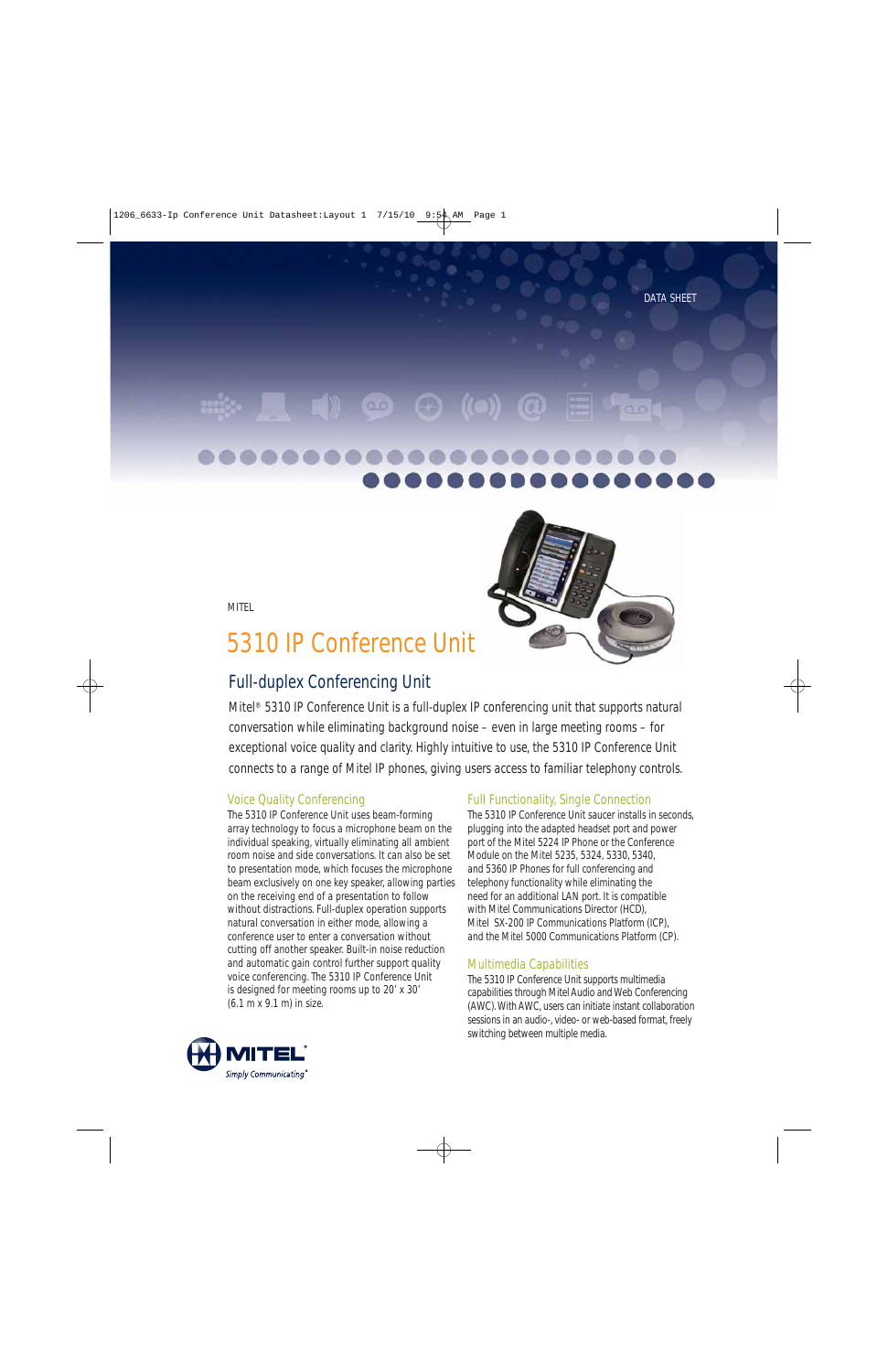DATA SHEET

MITEL

# 5310 IP Conference Unit

## Full-duplex Conferencing Unit

Mitel® 5310 IP Conference Unit is a full-duplex IP conferencing unit that supports natural conversation while eliminating background noise – even in large meeting rooms – for exceptional voice quality and clarity. Highly intuitive to use, the 5310 IP Conference Unit connects to a range of Mitel IP phones, giving users access to familiar telephony controls.

### Voice Quality Conferencing

The 5310 IP Conference Unit uses beam-forming array technology to focus a microphone beam on the individual speaking, virtually eliminating all ambient room noise and side conversations. It can also be set to presentation mode, which focuses the microphone beam exclusively on one key speaker, allowing parties on the receiving end of a presentation to follow without distractions. Full-duplex operation supports natural conversation in either mode, allowing a conference user to enter a conversation without cutting off another speaker. Built-in noise reduction and automatic gain control further support quality voice conferencing. The 5310 IP Conference Unit is designed for meeting rooms up to 20' x 30' (6.1 m x 9.1 m) in size.

### Full Functionality, Single Connection

The 5310 IP Conference Unit saucer installs in seconds, plugging into the adapted headset port and power port of the Mitel 5224 IP Phone or the Conference Module on the Mitel 5235, 5324, 5330, 5340, and 5360 IP Phones for full conferencing and telephony functionality while eliminating the need for an additional LAN port. It is compatible with Mitel Communications Director (HCD), Mitel SX-200 IP Communications Platform (ICP), and the Mitel 5000 Communications Platform (CP).

### Multimedia Capabilities

The 5310 IP Conference Unit supports multimedia capabilities through Mitel Audio and Web Conferencing (AWC). With AWC, users can initiate instant collaboration sessions in an audio-, video- or web-based format, freely switching between multiple media.

MITEL® Simply Communicating®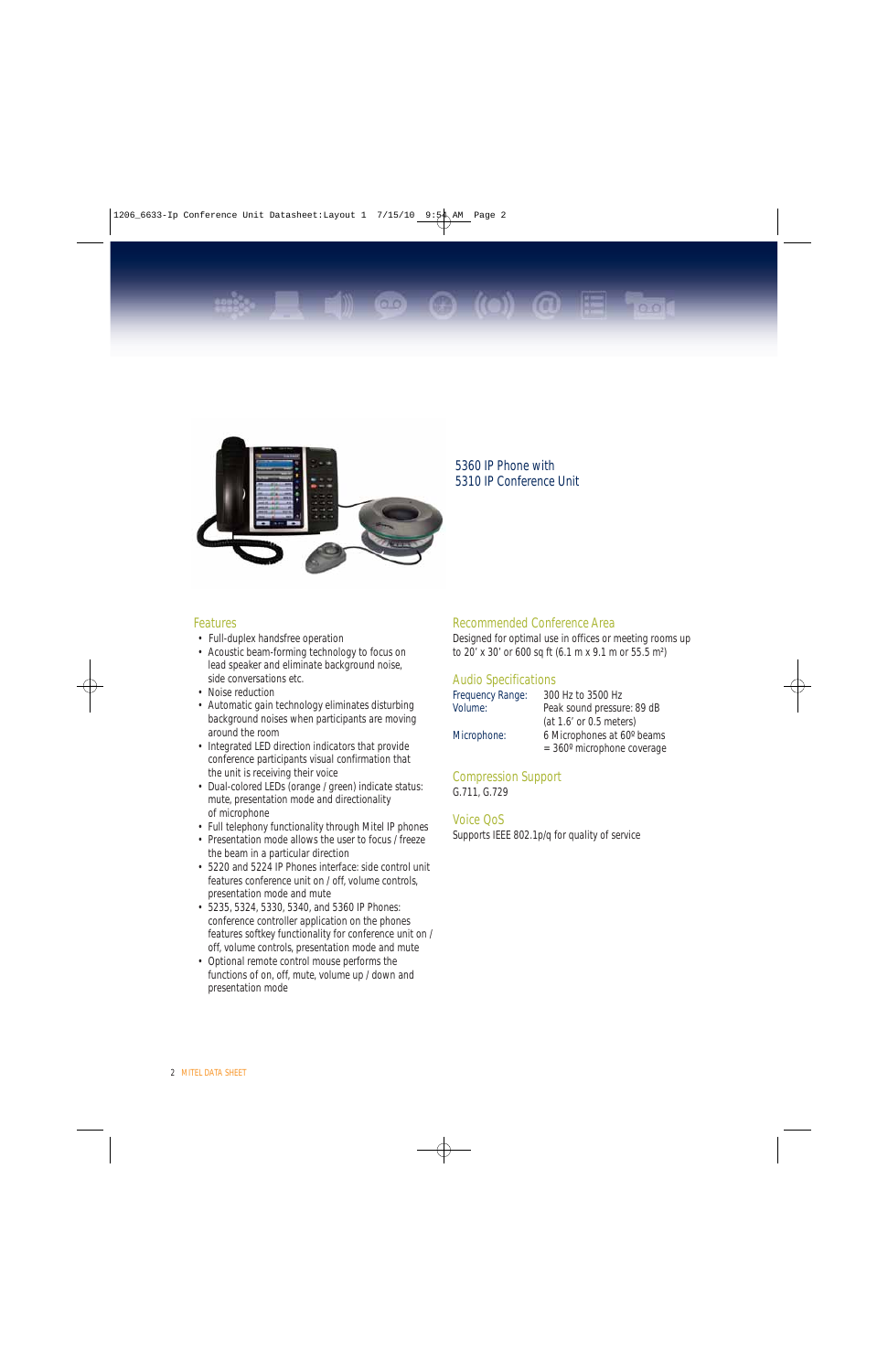5360 IP Phone with
5310 IP Conference Unit

## Features

- Full-duplex handsfree operation
- Acoustic beam-forming technology to focus on lead speaker and eliminate background noise, side conversations etc.
- Noise reduction
- Automatic gain technology eliminates disturbing background noises when participants are moving around the room
- Integrated LED direction indicators that provide conference participants visual confirmation that the unit is receiving their voice
- Dual-colored LEDs (orange / green) indicate status: mute, presentation mode and directionality of microphone
- Full telephony functionality through Mitel IP phones
- Presentation mode allows the user to focus / freeze the beam in a particular direction
- 5220 and 5224 IP Phones interface: side control unit features conference unit on / off, volume controls, presentation mode and mute
- 5235, 5324, 5330, 5340, and 5360 IP Phones: conference controller application on the phones features softkey functionality for conference unit on / off, volume controls, presentation mode and mute
- Optional remote control mouse performs the functions of on, off, mute, volume up / down and presentation mode

## Recommended Conference Area

Designed for optimal use in offices or meeting rooms up to 20' x 30' or 600 sq ft (6.1 m x 9.1 m or 55.5 m²)

## Audio Specifications

| | |
|---|---|
| Frequency Range: | 300 Hz to 3500 Hz |
| Volume: | Peak sound pressure: 89 dB (at 1.6' or 0.5 meters) |
| Microphone: | 6 Microphones at 60º beams = 360º microphone coverage |

## Compression Support

G.711, G.729

## Voice QoS

Supports IEEE 802.1p/q for quality of service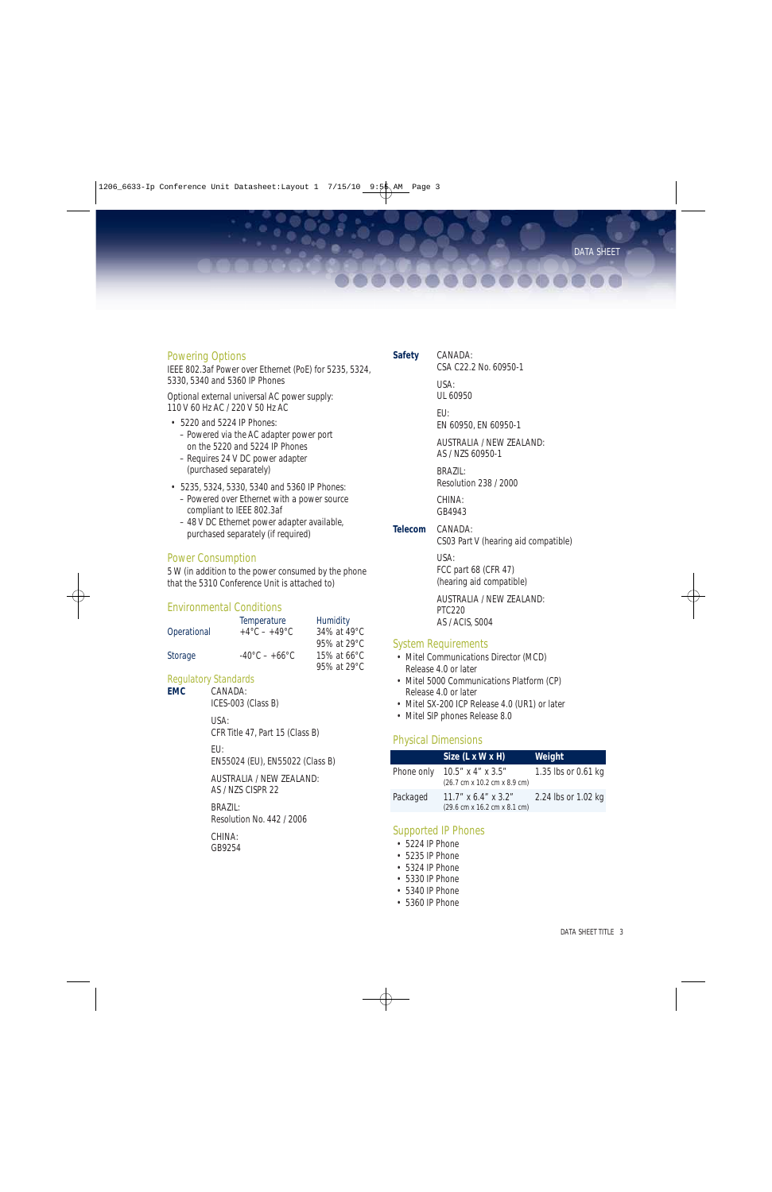## Powering Options

IEEE 802.3af Power over Ethernet (PoE) for 5235, 5324, 5330, 5340 and 5360 IP Phones

Optional external universal AC power supply:
110 V 60 Hz AC / 220 V 50 Hz AC

- 5220 and 5224 IP Phones:
  - Powered via the AC adapter power port on the 5220 and 5224 IP Phones
  - Requires 24 V DC power adapter (purchased separately)
- 5235, 5324, 5330, 5340 and 5360 IP Phones:
  - Powered over Ethernet with a power source compliant to IEEE 802.3af
  - 48 V DC Ethernet power adapter available, purchased separately (if required)

## Power Consumption

5 W (in addition to the power consumed by the phone that the 5310 Conference Unit is attached to)

## Environmental Conditions

| | Temperature | Humidity |
|---|---|---|
| Operational | +4°C – +49°C | 34% at 49°C<br>95% at 29°C |
| Storage | -40°C – +66°C | 15% at 66°C<br>95% at 29°C |

## Regulatory Standards

**EMC**

CANADA:
ICES-003 (Class B)

USA:
CFR Title 47, Part 15 (Class B)

EU:
EN55024 (EU), EN55022 (Class B)

AUSTRALIA / NEW ZEALAND:
AS / NZS CISPR 22

BRAZIL:
Resolution No. 442 / 2006

CHINA:
GB9254

**Safety**

CANADA:
CSA C22.2 No. 60950-1

USA:
UL 60950

EU:
EN 60950, EN 60950-1

AUSTRALIA / NEW ZEALAND:
AS / NZS 60950-1

BRAZIL:
Resolution 238 / 2000

CHINA:
GB4943

**Telecom**

CANADA:
CS03 Part V (hearing aid compatible)

USA:
FCC part 68 (CFR 47)
(hearing aid compatible)

AUSTRALIA / NEW ZEALAND:
PTC220
AS / ACIS, S004

## System Requirements

- Mitel Communications Director (MCD) Release 4.0 or later
- Mitel 5000 Communications Platform (CP) Release 4.0 or later
- Mitel SX-200 ICP Release 4.0 (UR1) or later
- Mitel SIP phones Release 8.0

## Physical Dimensions

| | Size (L x W x H) | Weight |
|---|---|---|
| Phone only | 10.5" x 4" x 3.5"<br>(26.7 cm x 10.2 cm x 8.9 cm) | 1.35 lbs or 0.61 kg |
| Packaged | 11.7" x 6.4" x 3.2"<br>(29.6 cm x 16.2 cm x 8.1 cm) | 2.24 lbs or 1.02 kg |

## Supported IP Phones

- 5224 IP Phone
- 5235 IP Phone
- 5324 IP Phone
- 5330 IP Phone
- 5340 IP Phone
- 5360 IP Phone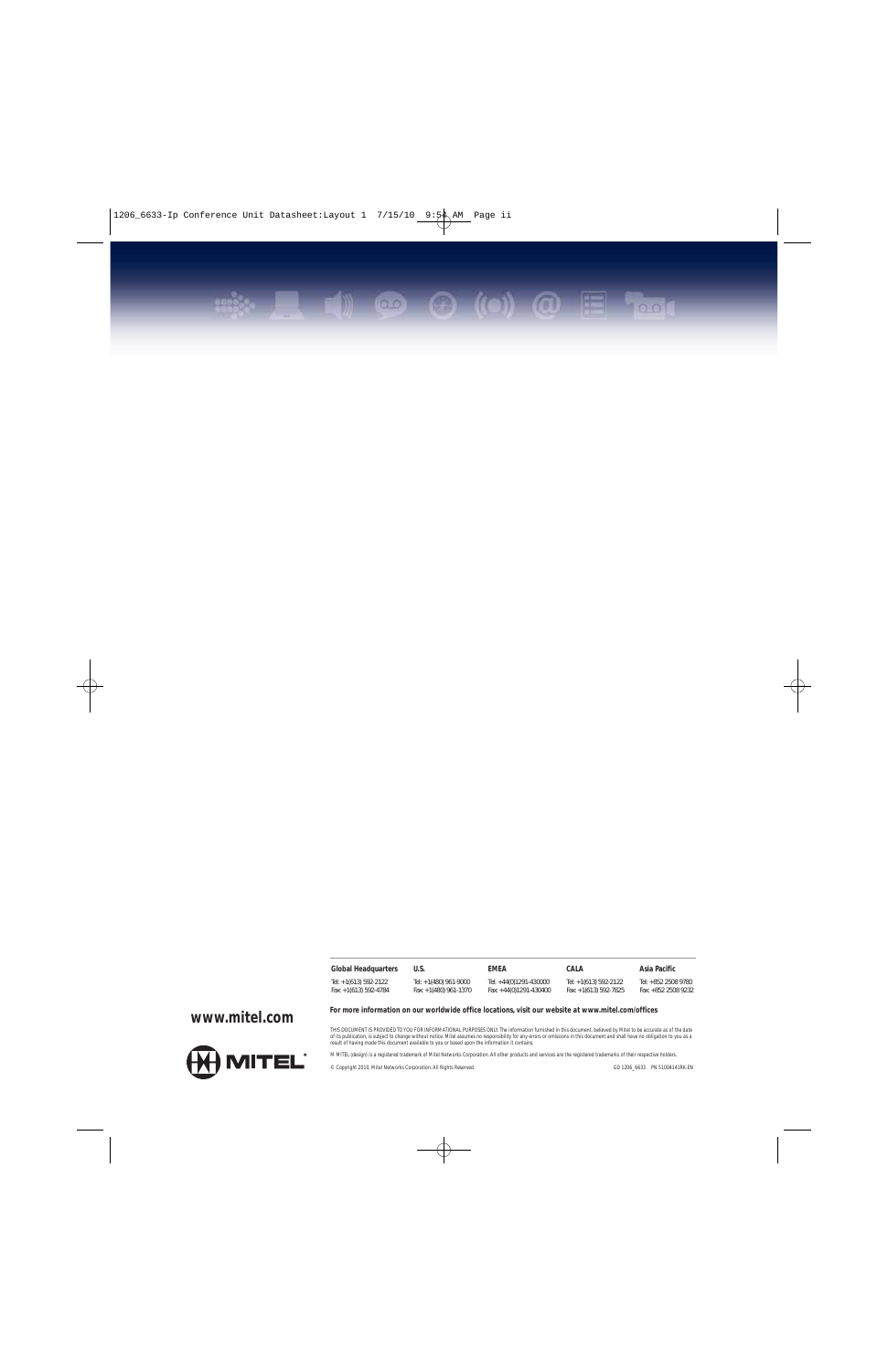| Global Headquarters | U.S. | EMEA | CALA | Asia Pacific |
| --- | --- | --- | --- | --- |
| Tel: +1(613) 592-2122 | Tel: +1(480) 961-9000 | Tel: +44(0)1291-430000 | Tel: +1(613) 592-2122 | Tel: +852 2508 9780 |
| Fax: +1(613) 592-4784 | Fax: +1(480) 961-1370 | Fax: +44(0)1291-430400 | Fax: +1(613) 592-7825 | Fax: +852 2508 9232 |

**www.mitel.com**

**For more information on our worldwide office locations, visit our website at www.mitel.com/offices**

THIS DOCUMENT IS PROVIDED TO YOU FOR INFORMATIONAL PURPOSES ONLY. The information furnished in this document, believed by Mitel to be accurate as of the date of its publication, is subject to change without notice. Mitel assumes no responsibility for any errors or omissions in this document and shall have no obligation to you as a result of having made this document available to you or based upon the information it contains.

M MITEL (design) is a registered trademark of Mitel Networks Corporation. All other products and services are the registered trademarks of their respective holders.

© Copyright 2010, Mitel Networks Corporation. All Rights Reserved.

GD 1206_6633 PN 51004141RK-EN